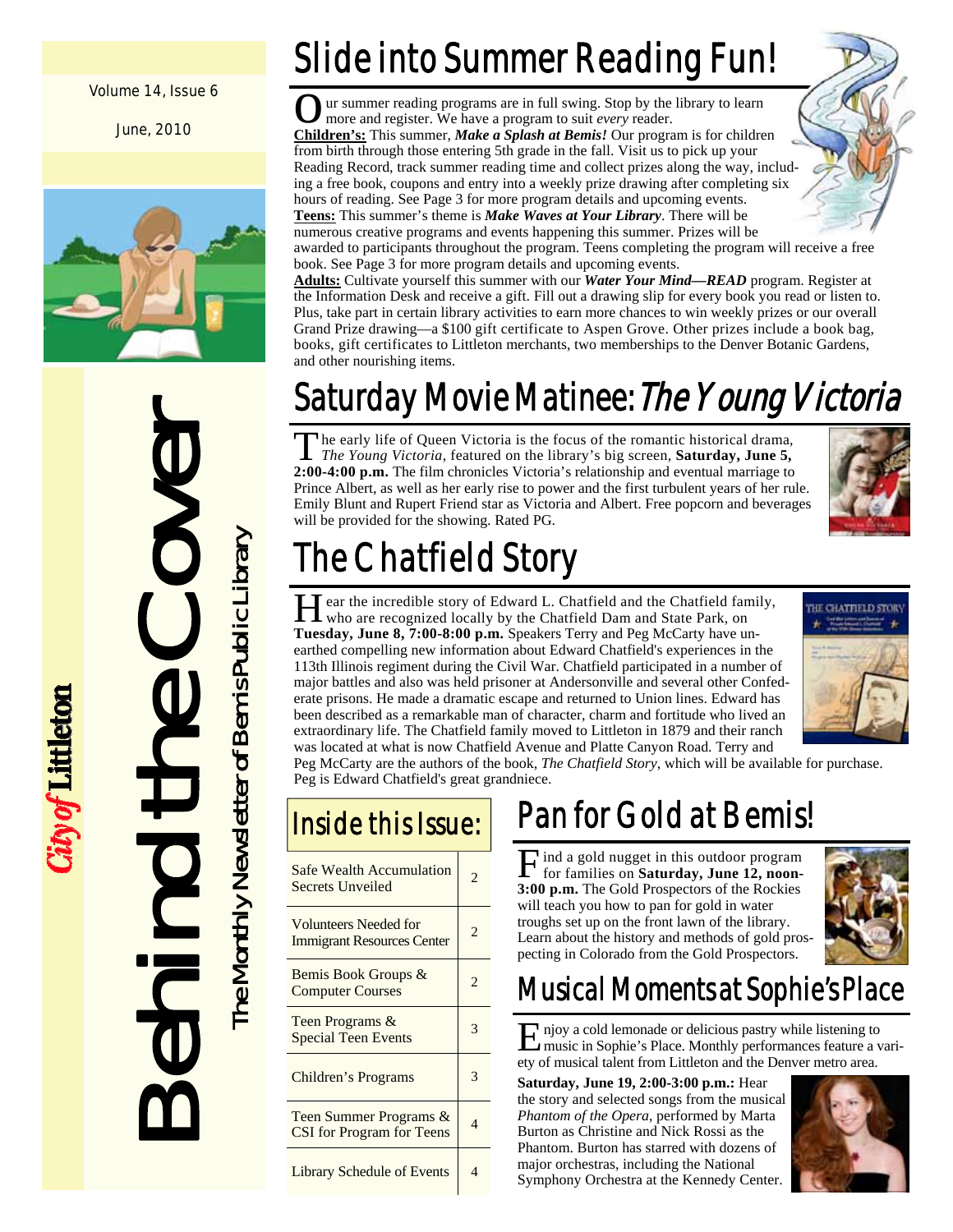Volume 14, Issue 6

June, 2010

# Behind the Cover

The Monthly Newsletter of Bemis Public Library

City of Littleton

## Slide into Summer Reading Fun!

Our summer reading programs are in full swing. Stop by the library to learn more and register. We have a program to suit *every* reader.

**Children's:** This summer, ***Make a Splash at Bemis!*** Our program is for children from birth through those entering 5th grade in the fall. Visit us to pick up your Reading Record, track summer reading time and collect prizes along the way, including a free book, coupons and entry into a weekly prize drawing after completing six hours of reading. See Page 3 for more program details and upcoming events.

**Teens:** This summer's theme is ***Make Waves at Your Library***. There will be numerous creative programs and events happening this summer. Prizes will be awarded to participants throughout the program. Teens completing the program will receive a free book. See Page 3 for more program details and upcoming events.

**Adults:** Cultivate yourself this summer with our ***Water Your Mind—READ*** program. Register at the Information Desk and receive a gift. Fill out a drawing slip for every book you read or listen to. Plus, take part in certain library activities to earn more chances to win weekly prizes or our overall Grand Prize drawing—a $100 gift certificate to Aspen Grove. Other prizes include a book bag, books, gift certificates to Littleton merchants, two memberships to the Denver Botanic Gardens, and other nourishing items.

## Saturday Movie Matinee: *The Young Victoria*

The early life of Queen Victoria is the focus of the romantic historical drama, *The Young Victoria*, featured on the library's big screen, **Saturday, June 5, 2:00-4:00 p.m.** The film chronicles Victoria's relationship and eventual marriage to Prince Albert, as well as her early rise to power and the first turbulent years of her rule. Emily Blunt and Rupert Friend star as Victoria and Albert. Free popcorn and beverages will be provided for the showing. Rated PG.

## The Chatfield Story

Hear the incredible story of Edward L. Chatfield and the Chatfield family, who are recognized locally by the Chatfield Dam and State Park, on **Tuesday, June 8, 7:00-8:00 p.m.** Speakers Terry and Peg McCarty have unearthed compelling new information about Edward Chatfield's experiences in the 113th Illinois regiment during the Civil War. Chatfield participated in a number of major battles and also was held prisoner at Andersonville and several other Confederate prisons. He made a dramatic escape and returned to Union lines. Edward has been described as a remarkable man of character, charm and fortitude who lived an extraordinary life. The Chatfield family moved to Littleton in 1879 and their ranch was located at what is now Chatfield Avenue and Platte Canyon Road. Terry and Peg McCarty are the authors of the book, *The Chatfield Story*, which will be available for purchase. Peg is Edward Chatfield's great grandniece.

## Inside this Issue:

| | |
|---|---|
| Safe Wealth Accumulation Secrets Unveiled | 2 |
| Volunteers Needed for Immigrant Resources Center | 2 |
| Bemis Book Groups & Computer Courses | 2 |
| Teen Programs & Special Teen Events | 3 |
| Children's Programs | 3 |
| Teen Summer Programs & CSI for Program for Teens | 4 |
| Library Schedule of Events | 4 |

## Pan for Gold at Bemis!

Find a gold nugget in this outdoor program for families on **Saturday, June 12, noon-3:00 p.m.** The Gold Prospectors of the Rockies will teach you how to pan for gold in water troughs set up on the front lawn of the library. Learn about the history and methods of gold prospecting in Colorado from the Gold Prospectors.

## Musical Moments at Sophie's Place

Enjoy a cold lemonade or delicious pastry while listening to music in Sophie's Place. Monthly performances feature a variety of musical talent from Littleton and the Denver metro area.

**Saturday, June 19, 2:00-3:00 p.m.:** Hear the story and selected songs from the musical *Phantom of the Opera*, performed by Marta Burton as Christine and Nick Rossi as the Phantom. Burton has starred with dozens of major orchestras, including the National Symphony Orchestra at the Kennedy Center.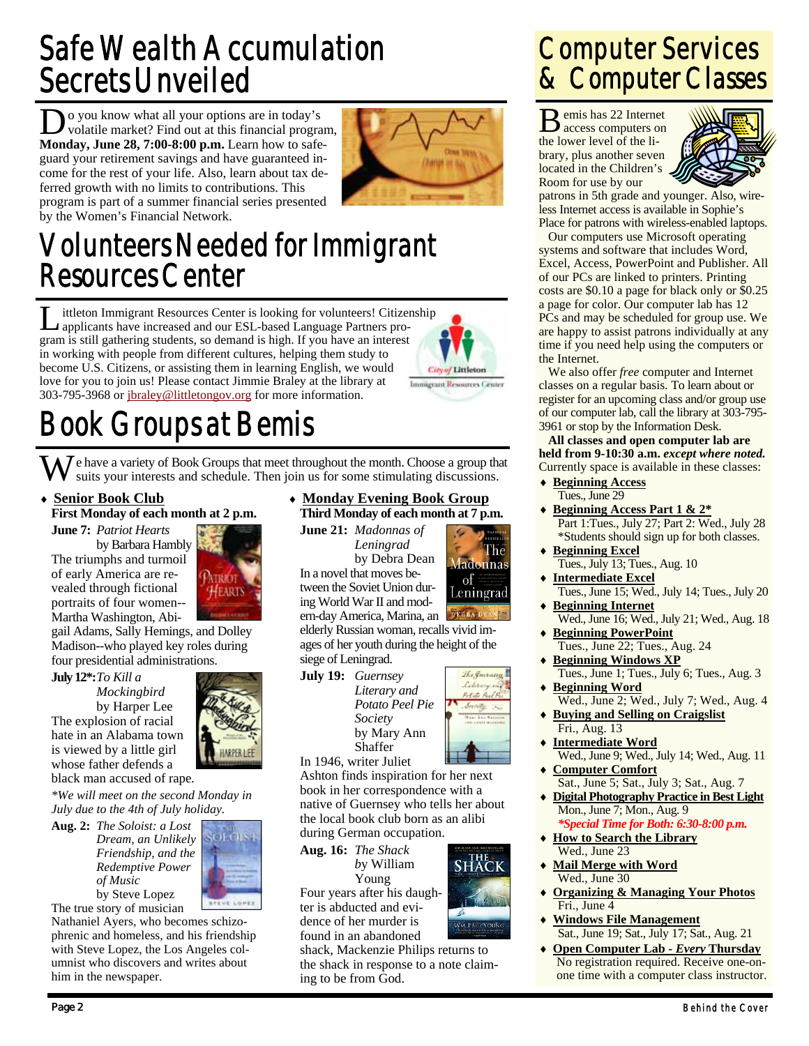# Safe Wealth Accumulation Secrets Unveiled

Do you know what all your options are in today's volatile market? Find out at this financial program, **Monday, June 28, 7:00-8:00 p.m.** Learn how to safeguard your retirement savings and have guaranteed income for the rest of your life. Also, learn about tax deferred growth with no limits to contributions. This program is part of a summer financial series presented by the Women's Financial Network.

# Volunteers Needed for Immigrant Resources Center

Littleton Immigrant Resources Center is looking for volunteers! Citizenship applicants have increased and our ESL-based Language Partners program is still gathering students, so demand is high. If you have an interest in working with people from different cultures, helping them study to become U.S. Citizens, or assisting them in learning English, we would love for you to join us! Please contact Jimmie Braley at the library at 303-795-3968 or jbraley@littletongov.org for more information.

# Book Groups at Bemis

We have a variety of Book Groups that meet throughout the month. Choose a group that suits your interests and schedule. Then join us for some stimulating discussions.

- **Senior Book Club**

**First Monday of each month at 2 p.m.**

**June 7:** *Patriot Hearts* by Barbara Hambly
The triumphs and turmoil of early America are revealed through fictional portraits of four women--Martha Washington, Abigail Adams, Sally Hemings, and Dolley Madison--who played key roles during four presidential administrations.

**July 12\*:** *To Kill a Mockingbird* by Harper Lee
The explosion of racial hate in an Alabama town is viewed by a little girl whose father defends a black man accused of rape.

*\*We will meet on the second Monday in July due to the 4th of July holiday.*

**Aug. 2:** *The Soloist: a Lost Dream, an Unlikely Friendship, and the Redemptive Power of Music* by Steve Lopez
The true story of musician Nathaniel Ayers, who becomes schizophrenic and homeless, and his friendship with Steve Lopez, the Los Angeles columnist who discovers and writes about him in the newspaper.

- **Monday Evening Book Group**

**Third Monday of each month at 7 p.m.**

**June 21:** *Madonnas of Leningrad* by Debra Dean
In a novel that moves between the Soviet Union during World War II and modern-day America, Marina, an elderly Russian woman, recalls vivid images of her youth during the height of the siege of Leningrad.

**July 19:** *Guernsey Literary and Potato Peel Pie Society* by Mary Ann Shaffer
In 1946, writer Juliet Ashton finds inspiration for her next book in her correspondence with a native of Guernsey who tells her about the local book club born as an alibi during German occupation.

**Aug. 16:** *The Shack by* William Young
Four years after his daughter is abducted and evidence of her murder is found in an abandoned shack, Mackenzie Philips returns to the shack in response to a note claiming to be from God.

# Computer Services & Computer Classes

Bemis has 22 Internet access computers on the lower level of the library, plus another seven located in the Children's Room for use by our patrons in 5th grade and younger. Also, wireless Internet access is available in Sophie's Place for patrons with wireless-enabled laptops.

Our computers use Microsoft operating systems and software that includes Word, Excel, Access, PowerPoint and Publisher. All of our PCs are linked to printers. Printing costs are $0.10 a page for black only or $0.25 a page for color. Our computer lab has 12 PCs and may be scheduled for group use. We are happy to assist patrons individually at any time if you need help using the computers or the Internet.

We also offer *free* computer and Internet classes on a regular basis. To learn about or register for an upcoming class and/or group use of our computer lab, call the library at 303-795-3961 or stop by the Information Desk.

**All classes and open computer lab are held from 9-10:30 a.m.** ***except where noted.*** Currently space is available in these classes:

- **Beginning Access**
  Tues., June 29
- **Beginning Access Part 1 & 2\***
  Part 1:Tues., July 27; Part 2: Wed., July 28
  \*Students should sign up for both classes.
- **Beginning Excel**
  Tues., July 13; Tues., Aug. 10
- **Intermediate Excel**
  Tues., June 15; Wed., July 14; Tues., July 20
- **Beginning Internet**
  Wed., June 16; Wed., July 21; Wed., Aug. 18
- **Beginning PowerPoint**
  Tues., June 22; Tues., Aug. 24
- **Beginning Windows XP**
  Tues., June 1; Tues., July 6; Tues., Aug. 3
- **Beginning Word**
  Wed., June 2; Wed., July 7; Wed., Aug. 4
- **Buying and Selling on Craigslist**
  Fri., Aug. 13
- **Intermediate Word**
  Wed., June 9; Wed., July 14; Wed., Aug. 11
- **Computer Comfort**
  Sat., June 5; Sat., July 3; Sat., Aug. 7
- **Digital Photography Practice in Best Light**
  Mon., June 7; Mon., Aug. 9
  ***\*Special Time for Both: 6:30-8:00 p.m.***
- **How to Search the Library**
  Wed., June 23
- **Mail Merge with Word**
  Wed., June 30
- **Organizing & Managing Your Photos**
  Fri., June 4
- **Windows File Management**
  Sat., June 19; Sat., July 17; Sat., Aug. 21
- **Open Computer Lab - *Every* Thursday**
  No registration required. Receive one-on-one time with a computer class instructor.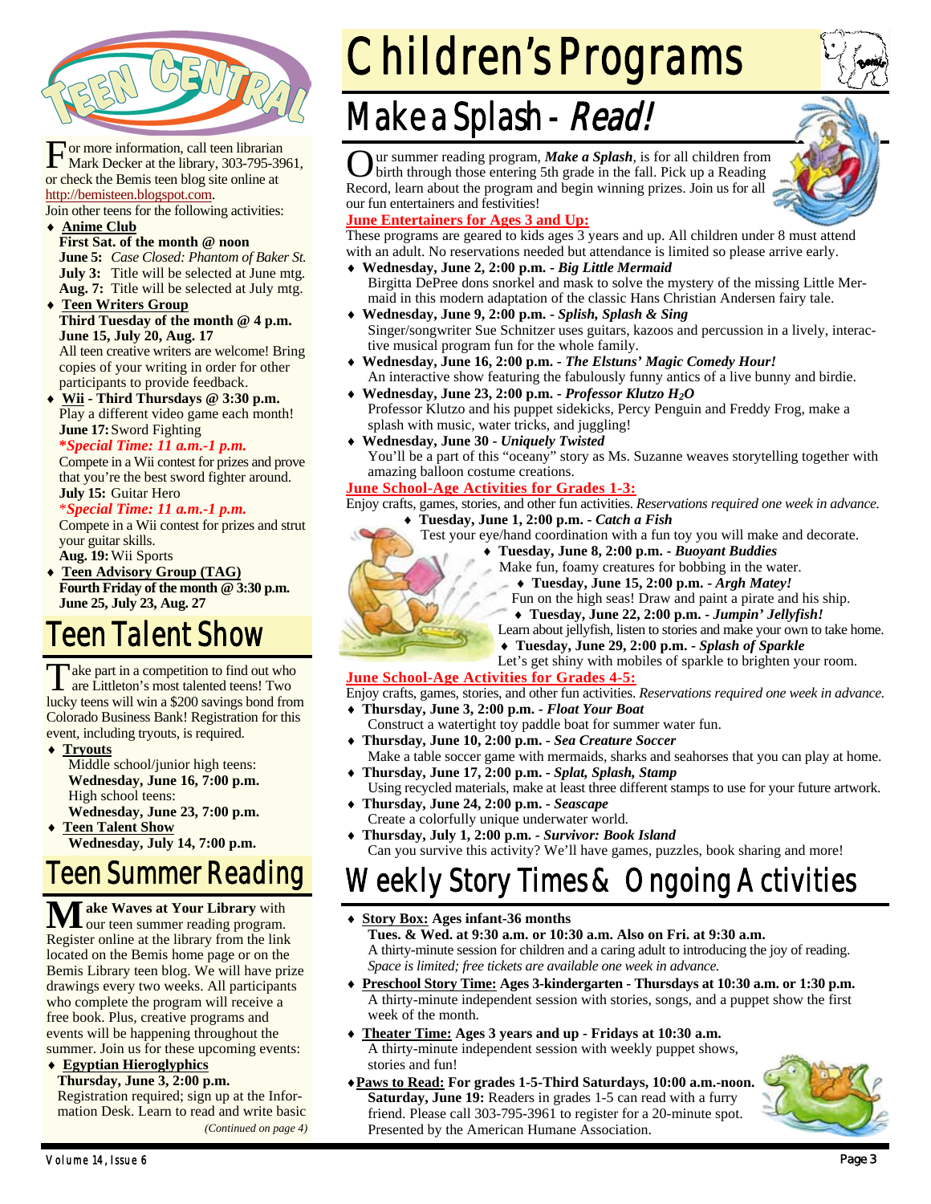# TEEN CENTRAL

For more information, call teen librarian Mark Decker at the library, 303-795-3961, or check the Bemis teen blog site online at http://bemisteen.blogspot.com.

Join other teens for the following activities:

- **Anime Club**
  **First Sat. of the month @ noon**
  **June 5:** *Case Closed: Phantom of Baker St.*
  **July 3:** Title will be selected at June mtg.
  **Aug. 7:** Title will be selected at July mtg.
- **Teen Writers Group**
  **Third Tuesday of the month @ 4 p.m.**
  **June 15, July 20, Aug. 17**
  All teen creative writers are welcome! Bring copies of your writing in order for other participants to provide feedback.
- **Wii - Third Thursdays @ 3:30 p.m.**
  Play a different video game each month!
  **June 17:** Sword Fighting
  ***Special Time: 11 a.m.-1 p.m.***
  Compete in a Wii contest for prizes and prove that you're the best sword fighter around.
  **July 15:** Guitar Hero
  **\****Special Time: 11 a.m.-1 p.m.***
  Compete in a Wii contest for prizes and strut your guitar skills.
  **Aug. 19:** Wii Sports
- **Teen Advisory Group (TAG)**
  **Fourth Friday of the month @ 3:30 p.m.**
  **June 25, July 23, Aug. 27**

## Teen Talent Show

Take part in a competition to find out who are Littleton's most talented teens! Two lucky teens will win a $200 savings bond from Colorado Business Bank! Registration for this event, including tryouts, is required.

- **Tryouts**
  Middle school/junior high teens:
  **Wednesday, June 16, 7:00 p.m.**
  High school teens:
  **Wednesday, June 23, 7:00 p.m.**
- **Teen Talent Show**
  **Wednesday, July 14, 7:00 p.m.**

## Teen Summer Reading

**Make Waves at Your Library** with our teen summer reading program. Register online at the library from the link located on the Bemis home page or on the Bemis Library teen blog. We will have prize drawings every two weeks. All participants who complete the program will receive a free book. Plus, creative programs and events will be happening throughout the summer. Join us for these upcoming events:

- **Egyptian Hieroglyphics**
  **Thursday, June 3, 2:00 p.m.**
  Registration required; sign up at the Information Desk. Learn to read and write basic

*(Continued on page 4)*

# Children's Programs

## Make a Splash - *Read!*

Our summer reading program, ***Make a Splash***, is for all children from birth through those entering 5th grade in the fall. Pick up a Reading Record, learn about the program and begin winning prizes. Join us for all our fun entertainers and festivities!

### June Entertainers for Ages 3 and Up:

These programs are geared to kids ages 3 years and up. All children under 8 must attend with an adult. No reservations needed but attendance is limited so please arrive early.

- **Wednesday, June 2, 2:00 p.m. - *Big Little Mermaid***
  Birgitta DePree dons snorkel and mask to solve the mystery of the missing Little Mermaid in this modern adaptation of the classic Hans Christian Andersen fairy tale.
- **Wednesday, June 9, 2:00 p.m. - *Splish, Splash & Sing***
  Singer/songwriter Sue Schnitzer uses guitars, kazoos and percussion in a lively, interactive musical program fun for the whole family.
- **Wednesday, June 16, 2:00 p.m. - *The Elstuns' Magic Comedy Hour!***
  An interactive show featuring the fabulously funny antics of a live bunny and birdie.
- **Wednesday, June 23, 2:00 p.m. - *Professor Klutzo $H_2O$***
  Professor Klutzo and his puppet sidekicks, Percy Penguin and Freddy Frog, make a splash with music, water tricks, and juggling!
- **Wednesday, June 30 - *Uniquely Twisted***
  You'll be a part of this "oceany" story as Ms. Suzanne weaves storytelling together with amazing balloon costume creations.

### June School-Age Activities for Grades 1-3:

Enjoy crafts, games, stories, and other fun activities. *Reservations required one week in advance.*

- **Tuesday, June 1, 2:00 p.m. - *Catch a Fish***
  Test your eye/hand coordination with a fun toy you will make and decorate.
- **Tuesday, June 8, 2:00 p.m. - *Buoyant Buddies***
  Make fun, foamy creatures for bobbing in the water.
- **Tuesday, June 15, 2:00 p.m. - *Argh Matey!***
  Fun on the high seas! Draw and paint a pirate and his ship.
- **Tuesday, June 22, 2:00 p.m. - *Jumpin' Jellyfish!***
  Learn about jellyfish, listen to stories and make your own to take home.
- **Tuesday, June 29, 2:00 p.m. - *Splash of Sparkle***
  Let's get shiny with mobiles of sparkle to brighten your room.

### June School-Age Activities for Grades 4-5:

Enjoy crafts, games, stories, and other fun activities. *Reservations required one week in advance.*

- **Thursday, June 3, 2:00 p.m. - *Float Your Boat***
  Construct a watertight toy paddle boat for summer water fun.
- **Thursday, June 10, 2:00 p.m. - *Sea Creature Soccer***
  Make a table soccer game with mermaids, sharks and seahorses that you can play at home.
- **Thursday, June 17, 2:00 p.m. - *Splat, Splash, Stamp***
  Using recycled materials, make at least three different stamps to use for your future artwork.
- **Thursday, June 24, 2:00 p.m. - *Seascape***
  Create a colorfully unique underwater world.
- **Thursday, July 1, 2:00 p.m. - *Survivor: Book Island***
  Can you survive this activity? We'll have games, puzzles, book sharing and more!

## Weekly Story Times & Ongoing Activities

- **Story Box: Ages infant-36 months**
  **Tues. & Wed. at 9:30 a.m. or 10:30 a.m. Also on Fri. at 9:30 a.m.**
  A thirty-minute session for children and a caring adult to introducing the joy of reading. *Space is limited; free tickets are available one week in advance.*
- **Preschool Story Time: Ages 3-kindergarten - Thursdays at 10:30 a.m. or 1:30 p.m.**
  A thirty-minute independent session with stories, songs, and a puppet show the first week of the month.
- **Theater Time: Ages 3 years and up - Fridays at 10:30 a.m.**
  A thirty-minute independent session with weekly puppet shows, stories and fun!
- **Paws to Read: For grades 1-5-Third Saturdays, 10:00 a.m.-noon.**
  **Saturday, June 19:** Readers in grades 1-5 can read with a furry friend. Please call 303-795-3961 to register for a 20-minute spot. Presented by the American Humane Association.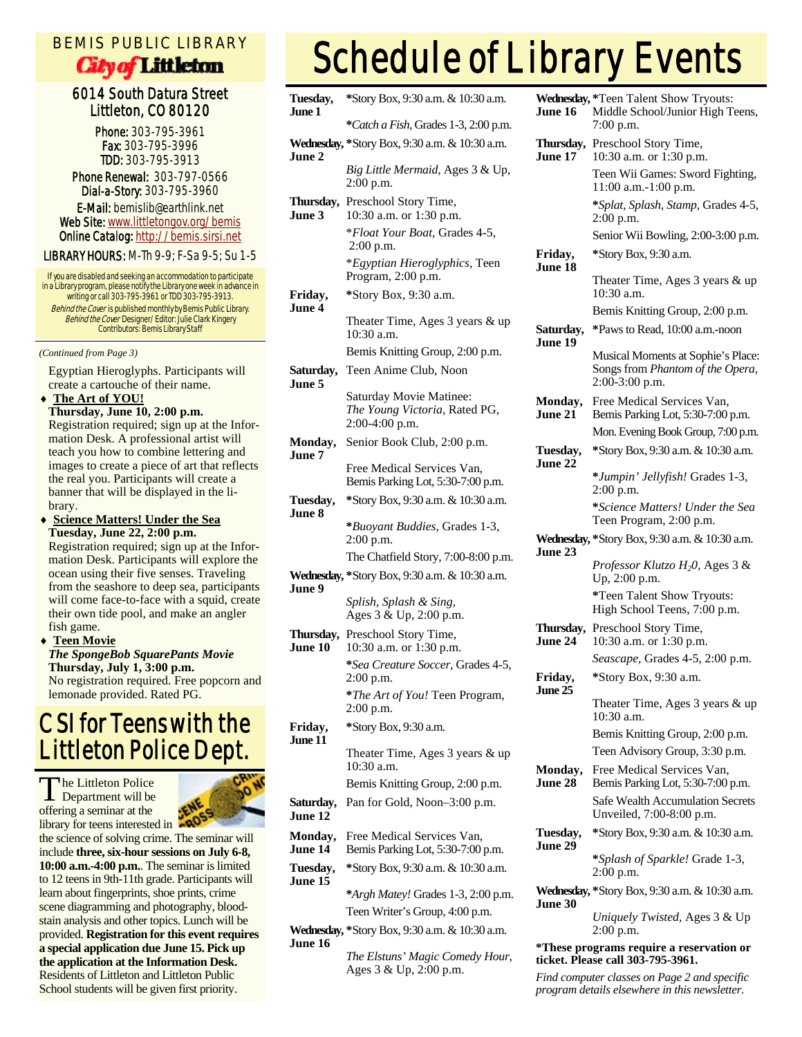# BEMIS PUBLIC LIBRARY

**City of Littleton**

6014 South Datura Street
Littleton, CO 80120

**Phone:** 303-795-3961
**Fax:** 303-795-3996
**TDD:** 303-795-3913
**Phone Renewal:** 303-797-0566
**Dial-a-Story:** 303-795-3960
**E-Mail:** bemislib@earthlink.net
**Web Site:** www.littletongov.org/bemis
**Online Catalog:** http://bemis.sirsi.net

**LIBRARY HOURS:** M-Th 9-9; F-Sa 9-5; Su 1-5

If you are disabled and seeking an accommodation to participate in a Library program, please notify the Library one week in advance in writing or call 303-795-3961 or TDD 303-795-3913.

*Behind the Cover* is published monthly by Bemis Public Library.
*Behind the Cover* Designer/Editor: Julie Clark Kingery
Contributors: Bemis Library Staff

*(Continued from Page 3)*

Egyptian Hieroglyphs. Participants will create a cartouche of their name.

- **The Art of YOU!**
  **Thursday, June 10, 2:00 p.m.**
  Registration required; sign up at the Information Desk. A professional artist will teach you how to combine lettering and images to create a piece of art that reflects the real you. Participants will create a banner that will be displayed in the library.
- **Science Matters! Under the Sea**
  **Tuesday, June 22, 2:00 p.m.**
  Registration required; sign up at the Information Desk. Participants will explore the ocean using their five senses. Traveling from the seashore to deep sea, participants will come face-to-face with a squid, create their own tide pool, and make an angler fish game.
- **Teen Movie**
  ***The SpongeBob SquarePants Movie***
  **Thursday, July 1, 3:00 p.m.**
  No registration required. Free popcorn and lemonade provided. Rated PG.

## CSI for Teens with the Littleton Police Dept.

The Littleton Police Department will be offering a seminar at the library for teens interested in the science of solving crime. The seminar will include **three, six-hour sessions on July 6-8, 10:00 a.m.-4:00 p.m.**. The seminar is limited to 12 teens in 9th-11th grade. Participants will learn about fingerprints, shoe prints, crime scene diagramming and photography, blood-stain analysis and other topics. Lunch will be provided. **Registration for this event requires a special application due June 15. Pick up the application at the Information Desk.** Residents of Littleton and Littleton Public School students will be given first priority.

# Schedule of Library Events

**Tuesday, June 1**
- *Story Box, 9:30 a.m. & 10:30 a.m.
- **Catch a Fish*, Grades 1-3, 2:00 p.m.

**Wednesday, June 2**
- *Story Box, 9:30 a.m. & 10:30 a.m.
- *Big Little Mermaid*, Ages 3 & Up, 2:00 p.m.

**Thursday, June 3**
- Preschool Story Time, 10:30 a.m. or 1:30 p.m.
- **Float Your Boat*, Grades 4-5, 2:00 p.m.
- **Egyptian Hieroglyphics*, Teen Program, 2:00 p.m.

**Friday, June 4**
- *Story Box, 9:30 a.m.
- Theater Time, Ages 3 years & up 10:30 a.m.
- Bemis Knitting Group, 2:00 p.m.

**Saturday, June 5**
- Teen Anime Club, Noon
- Saturday Movie Matinee: *The Young Victoria*, Rated PG, 2:00-4:00 p.m.

**Monday, June 7**
- Senior Book Club, 2:00 p.m.
- Free Medical Services Van, Bemis Parking Lot, 5:30-7:00 p.m.

**Tuesday, June 8**
- *Story Box, 9:30 a.m. & 10:30 a.m.
- **Buoyant Buddies*, Grades 1-3, 2:00 p.m.
- The Chatfield Story, 7:00-8:00 p.m.

**Wednesday, June 9**
- *Story Box, 9:30 a.m. & 10:30 a.m.
- *Splish, Splash & Sing*, Ages 3 & Up, 2:00 p.m.

**Thursday, June 10**
- Preschool Story Time, 10:30 a.m. or 1:30 p.m.
- **Sea Creature Soccer*, Grades 4-5, 2:00 p.m.
- **The Art of You!* Teen Program, 2:00 p.m.

**Friday, June 11**
- *Story Box, 9:30 a.m.
- Theater Time, Ages 3 years & up 10:30 a.m.
- Bemis Knitting Group, 2:00 p.m.

**Saturday, June 12**
- Pan for Gold, Noon–3:00 p.m.

**Monday, June 14**
- Free Medical Services Van, Bemis Parking Lot, 5:30-7:00 p.m.

**Tuesday, June 15**
- *Story Box, 9:30 a.m. & 10:30 a.m.
- **Argh Matey!* Grades 1-3, 2:00 p.m.
- Teen Writer's Group, 4:00 p.m.

**Wednesday, June 16**
- *Story Box, 9:30 a.m. & 10:30 a.m.
- *The Elstuns' Magic Comedy Hour*, Ages 3 & Up, 2:00 p.m.
- *Teen Talent Show Tryouts: Middle School/Junior High Teens, 7:00 p.m.

**Thursday, June 17**
- Preschool Story Time, 10:30 a.m. or 1:30 p.m.
- Teen Wii Games: Sword Fighting, 11:00 a.m.-1:00 p.m.
- **Splat, Splash, Stamp*, Grades 4-5, 2:00 p.m.
- Senior Wii Bowling, 2:00-3:00 p.m.

**Friday, June 18**
- *Story Box, 9:30 a.m.
- Theater Time, Ages 3 years & up 10:30 a.m.
- Bemis Knitting Group, 2:00 p.m.

**Saturday, June 19**
- *Paws to Read, 10:00 a.m.-noon
- Musical Moments at Sophie's Place: Songs from *Phantom of the Opera*, 2:00-3:00 p.m.

**Monday, June 21**
- Free Medical Services Van, Bemis Parking Lot, 5:30-7:00 p.m.
- Mon. Evening Book Group, 7:00 p.m.

**Tuesday, June 22**
- *Story Box, 9:30 a.m. & 10:30 a.m.
- **Jumpin' Jellyfish!* Grades 1-3, 2:00 p.m.
- **Science Matters! Under the Sea* Teen Program, 2:00 p.m.

**Wednesday, June 23**
- *Story Box, 9:30 a.m. & 10:30 a.m.
- *Professor Klutzo $H_2O$*, Ages 3 & Up, 2:00 p.m.
- *Teen Talent Show Tryouts: High School Teens, 7:00 p.m.

**Thursday, June 24**
- Preschool Story Time, 10:30 a.m. or 1:30 p.m.
- *Seascape*, Grades 4-5, 2:00 p.m.

**Friday, June 25**
- *Story Box, 9:30 a.m.
- Theater Time, Ages 3 years & up 10:30 a.m.
- Bemis Knitting Group, 2:00 p.m.
- Teen Advisory Group, 3:30 p.m.

**Monday, June 28**
- Free Medical Services Van, Bemis Parking Lot, 5:30-7:00 p.m.
- Safe Wealth Accumulation Secrets Unveiled, 7:00-8:00 p.m.

**Tuesday, June 29**
- *Story Box, 9:30 a.m. & 10:30 a.m.
- **Splash of Sparkle!* Grade 1-3, 2:00 p.m.

**Wednesday, June 30**
- *Story Box, 9:30 a.m. & 10:30 a.m.
- *Uniquely Twisted*, Ages 3 & Up 2:00 p.m.

**\*These programs require a reservation or ticket. Please call 303-795-3961.**

*Find computer classes on Page 2 and specific program details elsewhere in this newsletter.*